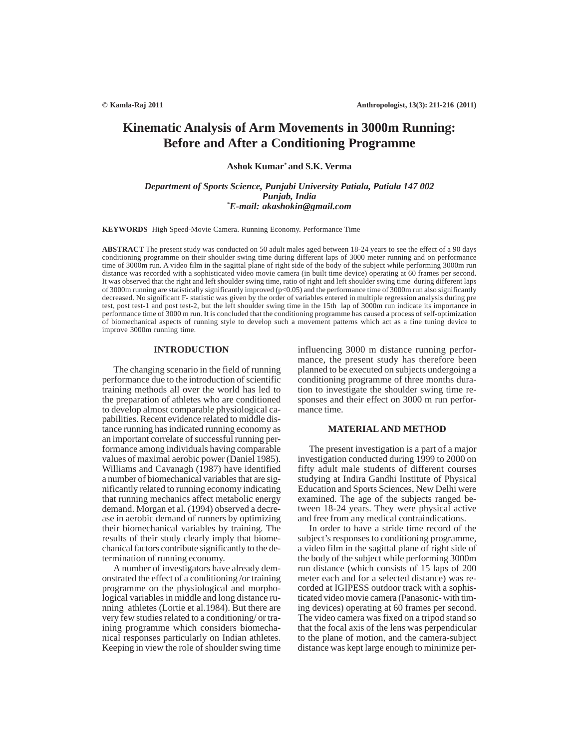# Kinematic Analysis of Arm Movements in 3000m Running: Before and After a Conditioning Programme

**Ashok Kumar[*] and S.K. Verma**

*Department of Sports Science, Punjabi University Patiala, Patiala 147 002*
*Punjab, India*
*[*]E-mail: akashokin@gmail.com*

**KEYWORDS** High Speed-Movie Camera. Running Economy. Performance Time

**ABSTRACT** The present study was conducted on 50 adult males aged between 18-24 years to see the effect of a 90 days conditioning programme on their shoulder swing time during different laps of 3000 meter running and on performance time of 3000m run. A video film in the sagittal plane of right side of the body of the subject while performing 3000m run distance was recorded with a sophisticated video movie camera (in built time device) operating at 60 frames per second. It was observed that the right and left shoulder swing time, ratio of right and left shoulder swing time during different laps of 3000m running are statistically significantly improved ($p<0.05$) and the performance time of 3000m run also significantly decreased. No significant F- statistic was given by the order of variables entered in multiple regression analysis during pre test, post test-1 and post test-2, but the left shoulder swing time in the 15th lap of 3000m run indicate its importance in performance time of 3000 m run. It is concluded that the conditioning programme has caused a process of self-optimization of biomechanical aspects of running style to develop such a movement patterns which act as a fine tuning device to improve 3000m running time.

## INTRODUCTION

The changing scenario in the field of running performance due to the introduction of scientific training methods all over the world has led to the preparation of athletes who are conditioned to develop almost comparable physiological capabilities. Recent evidence related to middle distance running has indicated running economy as an important correlate of successful running performance among individuals having comparable values of maximal aerobic power (Daniel 1985). Williams and Cavanagh (1987) have identified a number of biomechanical variables that are significantly related to running economy indicating that running mechanics affect metabolic energy demand. Morgan et al. (1994) observed a decrease in aerobic demand of runners by optimizing their biomechanical variables by training. The results of their study clearly imply that biomechanical factors contribute significantly to the determination of running economy.

A number of investigators have already demonstrated the effect of a conditioning /or training programme on the physiological and morphological variables in middle and long distance running athletes (Lortie et al.1984). But there are very few studies related to a conditioning/ or training programme which considers biomechanical responses particularly on Indian athletes. Keeping in view the role of shoulder swing time influencing 3000 m distance running performance, the present study has therefore been planned to be executed on subjects undergoing a conditioning programme of three months duration to investigate the shoulder swing time responses and their effect on 3000 m run performance time.

## MATERIAL AND METHOD

The present investigation is a part of a major investigation conducted during 1999 to 2000 on fifty adult male students of different courses studying at Indira Gandhi Institute of Physical Education and Sports Sciences, New Delhi were examined. The age of the subjects ranged between 18-24 years. They were physical active and free from any medical contraindications.

In order to have a stride time record of the subject's responses to conditioning programme, a video film in the sagittal plane of right side of the body of the subject while performing 3000m run distance (which consists of 15 laps of 200 meter each and for a selected distance) was recorded at IGIPESS outdoor track with a sophisticated video movie camera (Panasonic- with timing devices) operating at 60 frames per second. The video camera was fixed on a tripod stand so that the focal axis of the lens was perpendicular to the plane of motion, and the camera-subject distance was kept large enough to minimize per-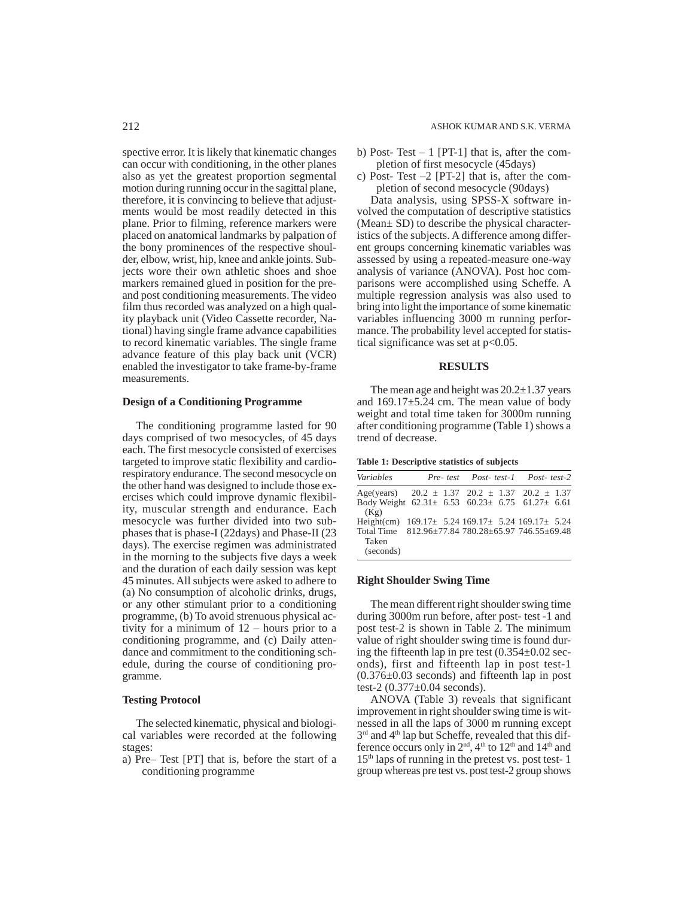spective error. It is likely that kinematic changes can occur with conditioning, in the other planes also as yet the greatest proportion segmental motion during running occur in the sagittal plane, therefore, it is convincing to believe that adjustments would be most readily detected in this plane. Prior to filming, reference markers were placed on anatomical landmarks by palpation of the bony prominences of the respective shoulder, elbow, wrist, hip, knee and ankle joints. Subjects wore their own athletic shoes and shoe markers remained glued in position for the pre- and post conditioning measurements. The video film thus recorded was analyzed on a high quality playback unit (Video Cassette recorder, National) having single frame advance capabilities to record kinematic variables. The single frame advance feature of this play back unit (VCR) enabled the investigator to take frame-by-frame measurements.

**Design of a Conditioning Programme**

The conditioning programme lasted for 90 days comprised of two mesocycles, of 45 days each. The first mesocycle consisted of exercises targeted to improve static flexibility and cardio-respiratory endurance. The second mesocycle on the other hand was designed to include those exercises which could improve dynamic flexibility, muscular strength and endurance. Each mesocycle was further divided into two subphases that is phase-I (22days) and Phase-II (23 days). The exercise regimen was administrated in the morning to the subjects five days a week and the duration of each daily session was kept 45 minutes. All subjects were asked to adhere to (a) No consumption of alcoholic drinks, drugs, or any other stimulant prior to a conditioning programme, (b) To avoid strenuous physical activity for a minimum of 12 – hours prior to a conditioning programme, and (c) Daily attendance and commitment to the conditioning schedule, during the course of conditioning programme.

**Testing Protocol**

The selected kinematic, physical and biological variables were recorded at the following stages:

a) Pre– Test [PT] that is, before the start of a conditioning programme
b) Post- Test – 1 [PT-1] that is, after the completion of first mesocycle (45days)
c) Post- Test –2 [PT-2] that is, after the completion of second mesocycle (90days)

Data analysis, using SPSS-X software involved the computation of descriptive statistics (Mean± SD) to describe the physical characteristics of the subjects. A difference among different groups concerning kinematic variables was assessed by using a repeated-measure one-way analysis of variance (ANOVA). Post hoc comparisons were accomplished using Scheffe. A multiple regression analysis was also used to bring into light the importance of some kinematic variables influencing 3000 m running performance. The probability level accepted for statistical significance was set at $p<0.05$.

## RESULTS

The mean age and height was 20.2±1.37 years and 169.17±5.24 cm. The mean value of body weight and total time taken for 3000m running after conditioning programme (Table 1) shows a trend of decrease.

**Table 1: Descriptive statistics of subjects**

| *Variables* | *Pre- test* | *Post- test-1* | *Post- test-2* |
|---|---|---|---|
| Age(years) | 20.2 ± 1.37 | 20.2 ± 1.37 | 20.2 ± 1.37 |
| Body Weight (Kg) | 62.31± 6.53 | 60.23± 6.75 | 61.27± 6.61 |
| Height(cm) | 169.17± 5.24 | 169.17± 5.24 | 169.17± 5.24 |
| Total Time Taken (seconds) | 812.96±77.84 | 780.28±65.97 | 746.55±69.48 |

**Right Shoulder Swing Time**

The mean different right shoulder swing time during 3000m run before, after post- test -1 and post test-2 is shown in Table 2. The minimum value of right shoulder swing time is found during the fifteenth lap in pre test (0.354±0.02 seconds), first and fifteenth lap in post test-1 (0.376±0.03 seconds) and fifteenth lap in post test-2 (0.377±0.04 seconds).

ANOVA (Table 3) reveals that significant improvement in right shoulder swing time is witnessed in all the laps of 3000 m running except 3rd and 4th lap but Scheffe, revealed that this difference occurs only in 2nd, 4th to 12th and 14th and 15th laps of running in the pretest vs. post test- 1 group whereas pre test vs. post test-2 group shows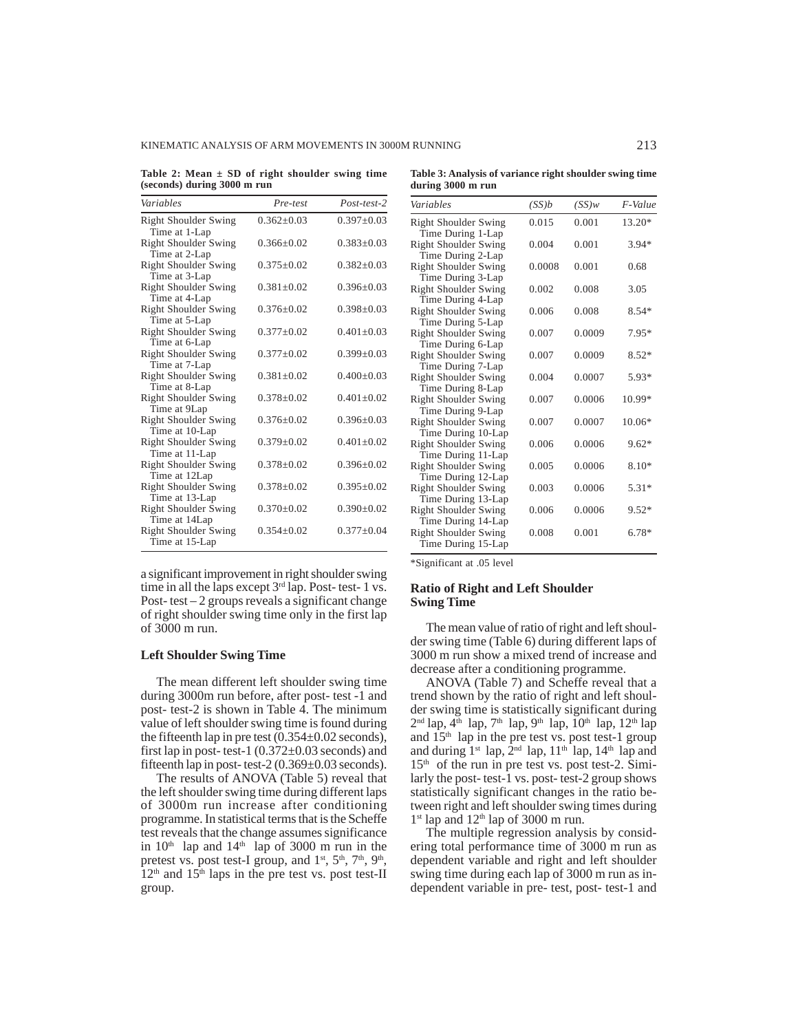**Table 2: Mean ± SD of right shoulder swing time (seconds) during 3000 m run**

| *Variables* | *Pre-test* | *Post-test-2* |
|---|---|---|
| Right Shoulder Swing Time at 1-Lap | 0.362±0.03 | 0.397±0.03 |
| Right Shoulder Swing Time at 2-Lap | 0.366±0.02 | 0.383±0.03 |
| Right Shoulder Swing Time at 3-Lap | 0.375±0.02 | 0.382±0.03 |
| Right Shoulder Swing Time at 4-Lap | 0.381±0.02 | 0.396±0.03 |
| Right Shoulder Swing Time at 5-Lap | 0.376±0.02 | 0.398±0.03 |
| Right Shoulder Swing Time at 6-Lap | 0.377±0.02 | 0.401±0.03 |
| Right Shoulder Swing Time at 7-Lap | 0.377±0.02 | 0.399±0.03 |
| Right Shoulder Swing Time at 8-Lap | 0.381±0.02 | 0.400±0.03 |
| Right Shoulder Swing Time at 9Lap | 0.378±0.02 | 0.401±0.02 |
| Right Shoulder Swing Time at 10-Lap | 0.376±0.02 | 0.396±0.03 |
| Right Shoulder Swing Time at 11-Lap | 0.379±0.02 | 0.401±0.02 |
| Right Shoulder Swing Time at 12Lap | 0.378±0.02 | 0.396±0.02 |
| Right Shoulder Swing Time at 13-Lap | 0.378±0.02 | 0.395±0.02 |
| Right Shoulder Swing Time at 14Lap | 0.370±0.02 | 0.390±0.02 |
| Right Shoulder Swing Time at 15-Lap | 0.354±0.02 | 0.377±0.04 |

a significant improvement in right shoulder swing time in all the laps except 3rd lap. Post- test- 1 vs. Post- test – 2 groups reveals a significant change of right shoulder swing time only in the first lap of 3000 m run.

### Left Shoulder Swing Time

The mean different left shoulder swing time during 3000m run before, after post- test -1 and post- test-2 is shown in Table 4. The minimum value of left shoulder swing time is found during the fifteenth lap in pre test (0.354±0.02 seconds), first lap in post- test-1 (0.372±0.03 seconds) and fifteenth lap in post- test-2 (0.369±0.03 seconds).

The results of ANOVA (Table 5) reveal that the left shoulder swing time during different laps of 3000m run increase after conditioning programme. In statistical terms that is the Scheffe test reveals that the change assumes significance in 10th lap and 14th lap of 3000 m run in the pretest vs. post test-I group, and 1st, 5th, 7th, 9th, 12th and 15th laps in the pre test vs. post test-II group.

**Table 3: Analysis of variance right shoulder swing time during 3000 m run**

| *Variables* | *(SS)b* | *(SS)w* | *F-Value* |
|---|---|---|---|
| Right Shoulder Swing Time During 1-Lap | 0.015 | 0.001 | 13.20* |
| Right Shoulder Swing Time During 2-Lap | 0.004 | 0.001 | 3.94* |
| Right Shoulder Swing Time During 3-Lap | 0.0008 | 0.001 | 0.68 |
| Right Shoulder Swing Time During 4-Lap | 0.002 | 0.008 | 3.05 |
| Right Shoulder Swing Time During 5-Lap | 0.006 | 0.008 | 8.54* |
| Right Shoulder Swing Time During 6-Lap | 0.007 | 0.0009 | 7.95* |
| Right Shoulder Swing Time During 7-Lap | 0.007 | 0.0009 | 8.52* |
| Right Shoulder Swing Time During 8-Lap | 0.004 | 0.0007 | 5.93* |
| Right Shoulder Swing Time During 9-Lap | 0.007 | 0.0006 | 10.99* |
| Right Shoulder Swing Time During 10-Lap | 0.007 | 0.0007 | 10.06* |
| Right Shoulder Swing Time During 11-Lap | 0.006 | 0.0006 | 9.62* |
| Right Shoulder Swing Time During 12-Lap | 0.005 | 0.0006 | 8.10* |
| Right Shoulder Swing Time During 13-Lap | 0.003 | 0.0006 | 5.31* |
| Right Shoulder Swing Time During 14-Lap | 0.006 | 0.0006 | 9.52* |
| Right Shoulder Swing Time During 15-Lap | 0.008 | 0.001 | 6.78* |

*Significant at .05 level

### Ratio of Right and Left Shoulder Swing Time

The mean value of ratio of right and left shoulder swing time (Table 6) during different laps of 3000 m run show a mixed trend of increase and decrease after a conditioning programme.

ANOVA (Table 7) and Scheffe reveal that a trend shown by the ratio of right and left shoulder swing time is statistically significant during 2nd lap, 4th lap, 7th lap, 9th lap, 10th lap, 12th lap and 15th lap in the pre test vs. post test-1 group and during 1st lap, 2nd lap, 11th lap, 14th lap and 15th of the run in pre test vs. post test-2. Similarly the post- test-1 vs. post- test-2 group shows statistically significant changes in the ratio between right and left shoulder swing times during 1st lap and 12th lap of 3000 m run.

The multiple regression analysis by considering total performance time of 3000 m run as dependent variable and right and left shoulder swing time during each lap of 3000 m run as independent variable in pre- test, post- test-1 and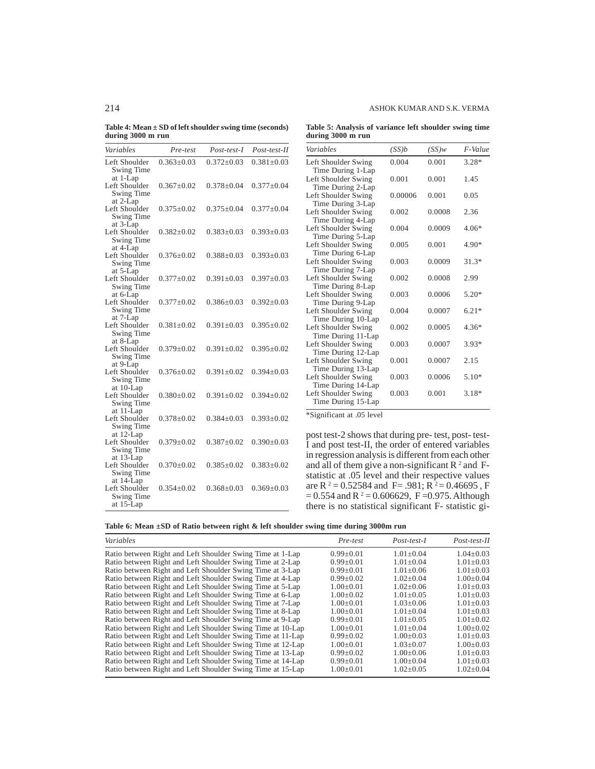**Table 4: Mean ± SD of left shoulder swing time (seconds) during 3000 m run**

| *Variables* | *Pre-test* | *Post-test-I* | *Post-test-II* |
|---|---|---|---|
| Left Shoulder Swing Time at 1-Lap | 0.363±0.03 | 0.372±0.03 | 0.381±0.03 |
| Left Shoulder Swing Time at 2-Lap | 0.367±0.02 | 0.378±0.04 | 0.377±0.04 |
| Left Shoulder Swing Time at 3-Lap | 0.375±0.02 | 0.375±0.04 | 0.377±0.04 |
| Left Shoulder Swing Time at 4-Lap | 0.382±0.02 | 0.383±0.03 | 0.393±0.03 |
| Left Shoulder Swing Time at 5-Lap | 0.376±0.02 | 0.388±0.03 | 0.393±0.03 |
| Left Shoulder Swing Time at 6-Lap | 0.377±0.02 | 0.391±0.03 | 0.397±0.03 |
| Left Shoulder Swing Time at 7-Lap | 0.377±0.02 | 0.386±0.03 | 0.392±0.03 |
| Left Shoulder Swing Time at 8-Lap | 0.381±0.02 | 0.391±0.03 | 0.395±0.02 |
| Left Shoulder Swing Time at 9-Lap | 0.379±0.02 | 0.391±0.02 | 0.395±0.02 |
| Left Shoulder Swing Time at 10-Lap | 0.376±0.02 | 0.391±0.02 | 0.394±0.03 |
| Left Shoulder Swing Time at 11-Lap | 0.380±0.02 | 0.391±0.02 | 0.394±0.02 |
| Left Shoulder Swing Time at 12-Lap | 0.378±0.02 | 0.384±0.03 | 0.393±0.02 |
| Left Shoulder Swing Time at 13-Lap | 0.379±0.02 | 0.387±0.02 | 0.390±0.03 |
| Left Shoulder Swing Time at 14-Lap | 0.370±0.02 | 0.385±0.02 | 0.383±0.02 |
| Left Shoulder Swing Time at 15-Lap | 0.354±0.02 | 0.368±0.03 | 0.369±0.03 |

**Table 5: Analysis of variance left shoulder swing time during 3000 m run**

| *Variables* | *(SS)b* | *(SS)w* | *F-Value* |
|---|---|---|---|
| Left Shoulder Swing Time During 1-Lap | 0.004 | 0.001 | 3.28* |
| Left Shoulder Swing Time During 2-Lap | 0.001 | 0.001 | 1.45 |
| Left Shoulder Swing Time During 3-Lap | 0.00006 | 0.001 | 0.05 |
| Left Shoulder Swing Time During 4-Lap | 0.002 | 0.0008 | 2.36 |
| Left Shoulder Swing Time During 5-Lap | 0.004 | 0.0009 | 4.06* |
| Left Shoulder Swing Time During 6-Lap | 0.005 | 0.001 | 4.90* |
| Left Shoulder Swing Time During 7-Lap | 0.003 | 0.0009 | 31.3* |
| Left Shoulder Swing Time During 8-Lap | 0.002 | 0.0008 | 2.99 |
| Left Shoulder Swing Time During 9-Lap | 0.003 | 0.0006 | 5.20* |
| Left Shoulder Swing Time During 10-Lap | 0.004 | 0.0007 | 6.21* |
| Left Shoulder Swing Time During 11-Lap | 0.002 | 0.0005 | 4.36* |
| Left Shoulder Swing Time During 12-Lap | 0.003 | 0.0007 | 3.93* |
| Left Shoulder Swing Time During 13-Lap | 0.001 | 0.0007 | 2.15 |
| Left Shoulder Swing Time During 14-Lap | 0.003 | 0.0006 | 5.10* |
| Left Shoulder Swing Time During 15-Lap | 0.003 | 0.001 | 3.18* |

*Significant at .05 level

post test-2 shows that during pre- test, post- test-I and post test-II, the order of entered variables in regression analysis is different from each other and all of them give a non-significant $R^2$ and F-statistic at .05 level and their respective values are $R^2 = 0.52584$ and F= .981; $R^2 = 0.46695$ , F = 0.554 and $R^2 = 0.606629$, F =0.975. Although there is no statistical significant F- statistic gi-

**Table 6: Mean ±SD of Ratio between right & left shoulder swing time during 3000m run**

| *Variables* | *Pre-test* | *Post-test-I* | *Post-test-II* |
|---|---|---|---|
| Ratio between Right and Left Shoulder Swing Time at 1-Lap | 0.99±0.01 | 1.01±0.04 | 1.04±0.03 |
| Ratio between Right and Left Shoulder Swing Time at 2-Lap | 0.99±0.01 | 1.01±0.04 | 1.01±0.03 |
| Ratio between Right and Left Shoulder Swing Time at 3-Lap | 0.99±0.01 | 1.01±0.06 | 1.01±0.03 |
| Ratio between Right and Left Shoulder Swing Time at 4-Lap | 0.99±0.02 | 1.02±0.04 | 1.00±0.04 |
| Ratio between Right and Left Shoulder Swing Time at 5-Lap | 1.00±0.01 | 1.02±0.06 | 1.01±0.03 |
| Ratio between Right and Left Shoulder Swing Time at 6-Lap | 1.00±0.02 | 1.01±0.05 | 1.01±0.03 |
| Ratio between Right and Left Shoulder Swing Time at 7-Lap | 1.00±0.01 | 1.03±0.06 | 1.01±0.03 |
| Ratio between Right and Left Shoulder Swing Time at 8-Lap | 1.00±0.01 | 1.01±0.04 | 1.01±0.03 |
| Ratio between Right and Left Shoulder Swing Time at 9-Lap | 0.99±0.01 | 1.01±0.05 | 1.01±0.02 |
| Ratio between Right and Left Shoulder Swing Time at 10-Lap | 1.00±0.01 | 1.01±0.04 | 1.00±0.02 |
| Ratio between Right and Left Shoulder Swing Time at 11-Lap | 0.99±0.02 | 1.00±0.03 | 1.01±0.03 |
| Ratio between Right and Left Shoulder Swing Time at 12-Lap | 1.00±0.01 | 1.03±0.07 | 1.00±0.03 |
| Ratio between Right and Left Shoulder Swing Time at 13-Lap | 0.99±0.02 | 1.00±0.06 | 1.01±0.03 |
| Ratio between Right and Left Shoulder Swing Time at 14-Lap | 0.99±0.01 | 1.00±0.04 | 1.01±0.03 |
| Ratio between Right and Left Shoulder Swing Time at 15-Lap | 1.00±0.01 | 1.02±0.05 | 1.02±0.04 |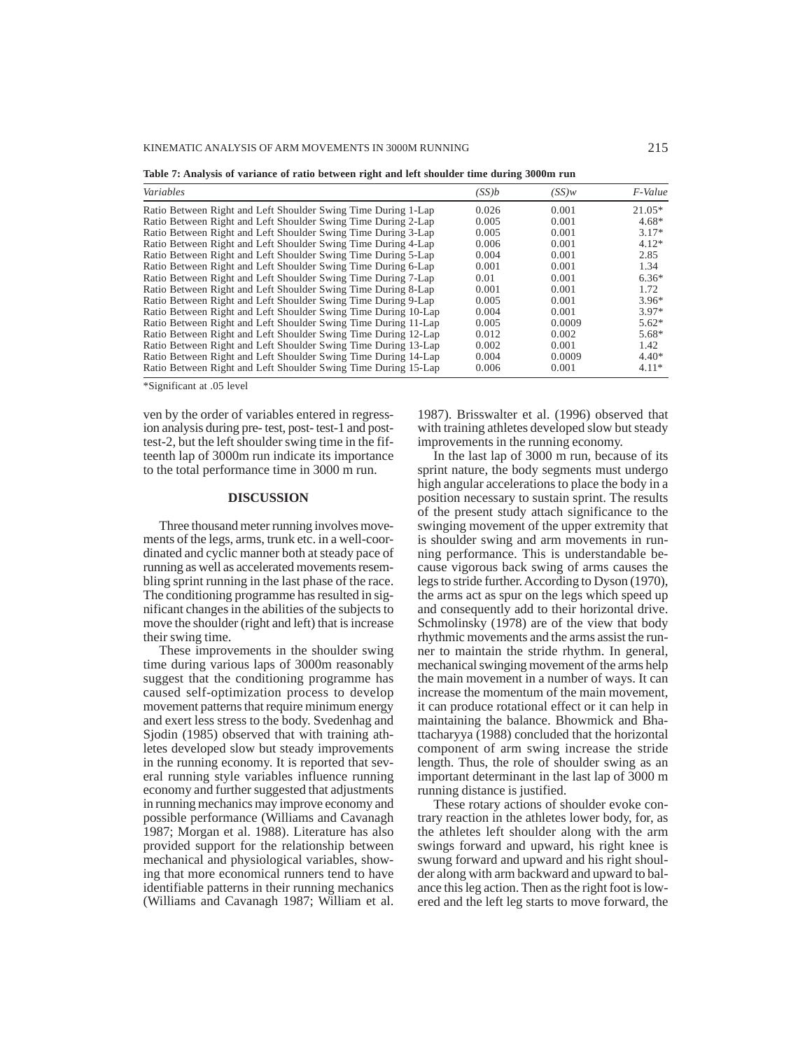**Table 7: Analysis of variance of ratio between right and left shoulder time during 3000m run**

| *Variables* | *(SS)b* | *(SS)w* | *F-Value* |
|---|---|---|---|
| Ratio Between Right and Left Shoulder Swing Time During 1-Lap | 0.026 | 0.001 | 21.05* |
| Ratio Between Right and Left Shoulder Swing Time During 2-Lap | 0.005 | 0.001 | 4.68* |
| Ratio Between Right and Left Shoulder Swing Time During 3-Lap | 0.005 | 0.001 | 3.17* |
| Ratio Between Right and Left Shoulder Swing Time During 4-Lap | 0.006 | 0.001 | 4.12* |
| Ratio Between Right and Left Shoulder Swing Time During 5-Lap | 0.004 | 0.001 | 2.85 |
| Ratio Between Right and Left Shoulder Swing Time During 6-Lap | 0.001 | 0.001 | 1.34 |
| Ratio Between Right and Left Shoulder Swing Time During 7-Lap | 0.01 | 0.001 | 6.36* |
| Ratio Between Right and Left Shoulder Swing Time During 8-Lap | 0.001 | 0.001 | 1.72 |
| Ratio Between Right and Left Shoulder Swing Time During 9-Lap | 0.005 | 0.001 | 3.96* |
| Ratio Between Right and Left Shoulder Swing Time During 10-Lap | 0.004 | 0.001 | 3.97* |
| Ratio Between Right and Left Shoulder Swing Time During 11-Lap | 0.005 | 0.0009 | 5.62* |
| Ratio Between Right and Left Shoulder Swing Time During 12-Lap | 0.012 | 0.002 | 5.68* |
| Ratio Between Right and Left Shoulder Swing Time During 13-Lap | 0.002 | 0.001 | 1.42 |
| Ratio Between Right and Left Shoulder Swing Time During 14-Lap | 0.004 | 0.0009 | 4.40* |
| Ratio Between Right and Left Shoulder Swing Time During 15-Lap | 0.006 | 0.001 | 4.11* |

*Significant at .05 level

ven by the order of variables entered in regression analysis during pre- test, post- test-1 and post-test-2, but the left shoulder swing time in the fifteenth lap of 3000m run indicate its importance to the total performance time in 3000 m run.

## DISCUSSION

Three thousand meter running involves movements of the legs, arms, trunk etc. in a well-coordinated and cyclic manner both at steady pace of running as well as accelerated movements resembling sprint running in the last phase of the race. The conditioning programme has resulted in significant changes in the abilities of the subjects to move the shoulder (right and left) that is increase their swing time.

These improvements in the shoulder swing time during various laps of 3000m reasonably suggest that the conditioning programme has caused self-optimization process to develop movement patterns that require minimum energy and exert less stress to the body. Svedenhag and Sjodin (1985) observed that with training athletes developed slow but steady improvements in the running economy. It is reported that several running style variables influence running economy and further suggested that adjustments in running mechanics may improve economy and possible performance (Williams and Cavanagh 1987; Morgan et al. 1988). Literature has also provided support for the relationship between mechanical and physiological variables, showing that more economical runners tend to have identifiable patterns in their running mechanics (Williams and Cavanagh 1987; William et al. 1987). Brisswalter et al. (1996) observed that with training athletes developed slow but steady improvements in the running economy.

In the last lap of 3000 m run, because of its sprint nature, the body segments must undergo high angular accelerations to place the body in a position necessary to sustain sprint. The results of the present study attach significance to the swinging movement of the upper extremity that is shoulder swing and arm movements in running performance. This is understandable because vigorous back swing of arms causes the legs to stride further. According to Dyson (1970), the arms act as spur on the legs which speed up and consequently add to their horizontal drive. Schmolinsky (1978) are of the view that body rhythmic movements and the arms assist the runner to maintain the stride rhythm. In general, mechanical swinging movement of the arms help the main movement in a number of ways. It can increase the momentum of the main movement, it can produce rotational effect or it can help in maintaining the balance. Bhowmick and Bhattacharyya (1988) concluded that the horizontal component of arm swing increase the stride length. Thus, the role of shoulder swing as an important determinant in the last lap of 3000 m running distance is justified.

These rotary actions of shoulder evoke contrary reaction in the athletes lower body, for, as the athletes left shoulder along with the arm swings forward and upward, his right knee is swung forward and upward and his right shoulder along with arm backward and upward to balance this leg action. Then as the right foot is lowered and the left leg starts to move forward, the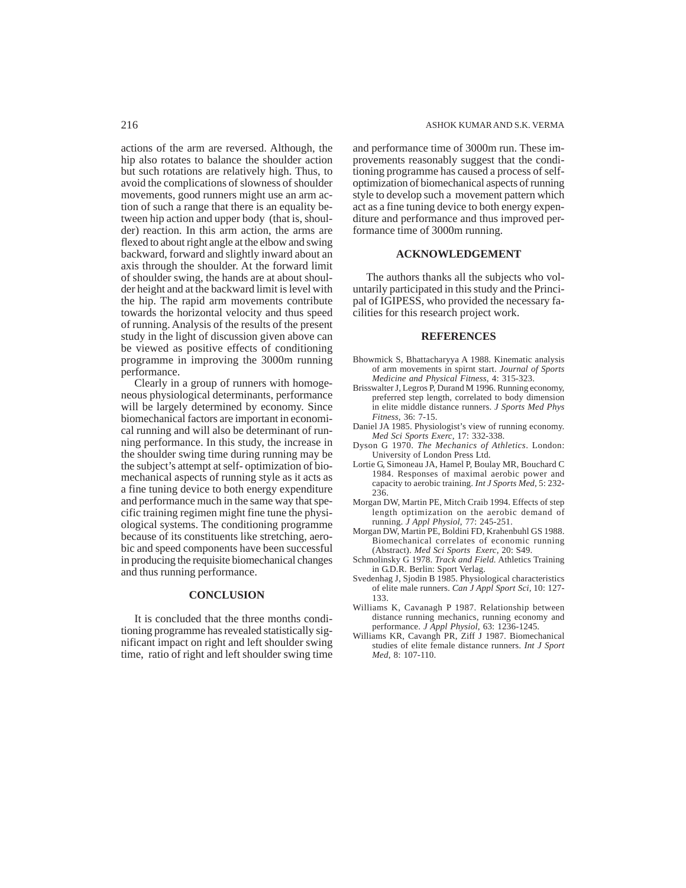actions of the arm are reversed. Although, the hip also rotates to balance the shoulder action but such rotations are relatively high. Thus, to avoid the complications of slowness of shoulder movements, good runners might use an arm action of such a range that there is an equality between hip action and upper body (that is, shoulder) reaction. In this arm action, the arms are flexed to about right angle at the elbow and swing backward, forward and slightly inward about an axis through the shoulder. At the forward limit of shoulder swing, the hands are at about shoulder height and at the backward limit is level with the hip. The rapid arm movements contribute towards the horizontal velocity and thus speed of running. Analysis of the results of the present study in the light of discussion given above can be viewed as positive effects of conditioning programme in improving the 3000m running performance.

Clearly in a group of runners with homogeneous physiological determinants, performance will be largely determined by economy. Since biomechanical factors are important in economical running and will also be determinant of running performance. In this study, the increase in the shoulder swing time during running may be the subject's attempt at self- optimization of biomechanical aspects of running style as it acts as a fine tuning device to both energy expenditure and performance much in the same way that specific training regimen might fine tune the physiological systems. The conditioning programme because of its constituents like stretching, aerobic and speed components have been successful in producing the requisite biomechanical changes and thus running performance.

## CONCLUSION

It is concluded that the three months conditioning programme has revealed statistically significant impact on right and left shoulder swing time, ratio of right and left shoulder swing time and performance time of 3000m run. These improvements reasonably suggest that the conditioning programme has caused a process of self-optimization of biomechanical aspects of running style to develop such a movement pattern which act as a fine tuning device to both energy expenditure and performance and thus improved performance time of 3000m running.

## ACKNOWLEDGEMENT

The authors thanks all the subjects who voluntarily participated in this study and the Principal of IGIPESS, who provided the necessary facilities for this research project work.

## REFERENCES

Bhowmick S, Bhattacharyya A 1988. Kinematic analysis of arm movements in spirnt start. *Journal of Sports Medicine and Physical Fitness*, 4: 315-323.

Brisswalter J, Legros P, Durand M 1996. Running economy, preferred step length, correlated to body dimension in elite middle distance runners. *J Sports Med Phys Fitness*, 36: 7-15.

Daniel JA 1985. Physiologist's view of running economy. *Med Sci Sports Exerc*, 17: 332-338.

Dyson G 1970. *The Mechanics of Athletics*. London: University of London Press Ltd.

Lortie G, Simoneau JA, Hamel P, Boulay MR, Bouchard C 1984. Responses of maximal aerobic power and capacity to aerobic training. *Int J Sports Med*, 5: 232-236.

Morgan DW, Martin PE, Mitch Craib 1994. Effects of step length optimization on the aerobic demand of running. *J Appl Physiol*, 77: 245-251.

Morgan DW, Martin PE, Boldini FD, Krahenbuhl GS 1988. Biomechanical correlates of economic running (Abstract). *Med Sci Sports Exerc*, 20: S49.

Schmolinsky G 1978. *Track and Field*. Athletics Training in G.D.R. Berlin: Sport Verlag.

Svedenhag J, Sjodin B 1985. Physiological characteristics of elite male runners. *Can J Appl Sport Sci*, 10: 127-133.

Williams K, Cavanagh P 1987. Relationship between distance running mechanics, running economy and performance. *J Appl Physiol*, 63: 1236-1245.

Williams KR, Cavangh PR, Ziff J 1987. Biomechanical studies of elite female distance runners. *Int J Sport Med*, 8: 107-110.